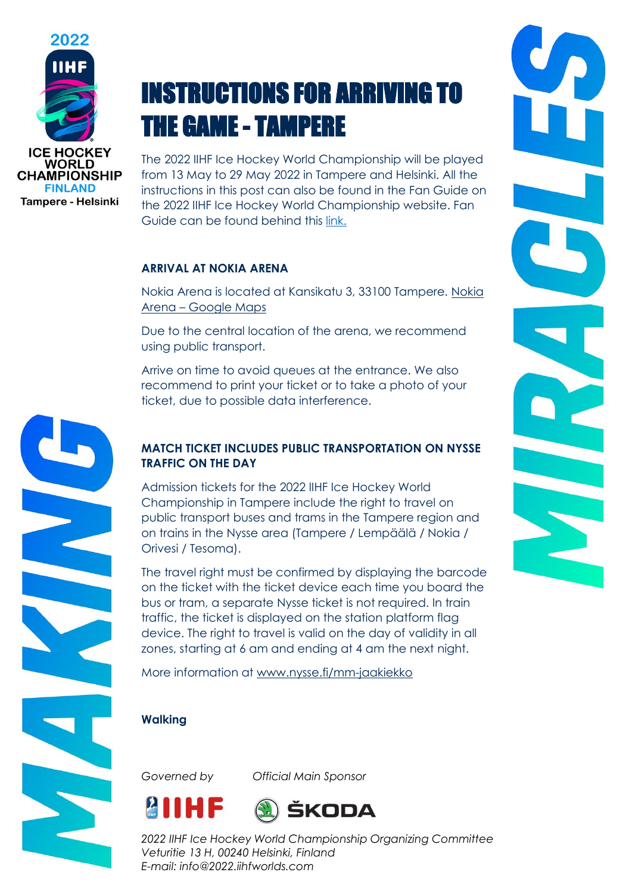# INSTRUCTIONS FOR ARRIVING TO THE GAME - TAMPERE

The 2022 IIHF Ice Hockey World Championship will be played from 13 May to 29 May 2022 in Tampere and Helsinki. All the instructions in this post can also be found in the Fan Guide on the 2022 IIHF Ice Hockey World Championship website. Fan Guide can be found behind this link.

### ARRIVAL AT NOKIA ARENA

Nokia Arena is located at Kansikatu 3, 33100 Tampere. Nokia Arena – Google Maps

Due to the central location of the arena, we recommend using public transport.

Arrive on time to avoid queues at the entrance. We also recommend to print your ticket or to take a photo of your ticket, due to possible data interference.

### MATCH TICKET INCLUDES PUBLIC TRANSPORTATION ON NYSSE TRAFFIC ON THE DAY

Admission tickets for the 2022 IIHF Ice Hockey World Championship in Tampere include the right to travel on public transport buses and trams in the Tampere region and on trains in the Nysse area (Tampere / Lempäälä / Nokia / Orivesi / Tesoma).

The travel right must be confirmed by displaying the barcode on the ticket with the ticket device each time you board the bus or tram, a separate Nysse ticket is not required. In train traffic, the ticket is displayed on the station platform flag device. The right to travel is valid on the day of validity in all zones, starting at 6 am and ending at 4 am the next night.

More information at www.nysse.fi/mm-jaakiekko

**Walking**

*Governed by* *Official Main Sponsor*

*2022 IIHF Ice Hockey World Championship Organizing Committee*
*Veturitie 13 H, 00240 Helsinki, Finland*
*E-mail: info@2022.iihfworlds.com*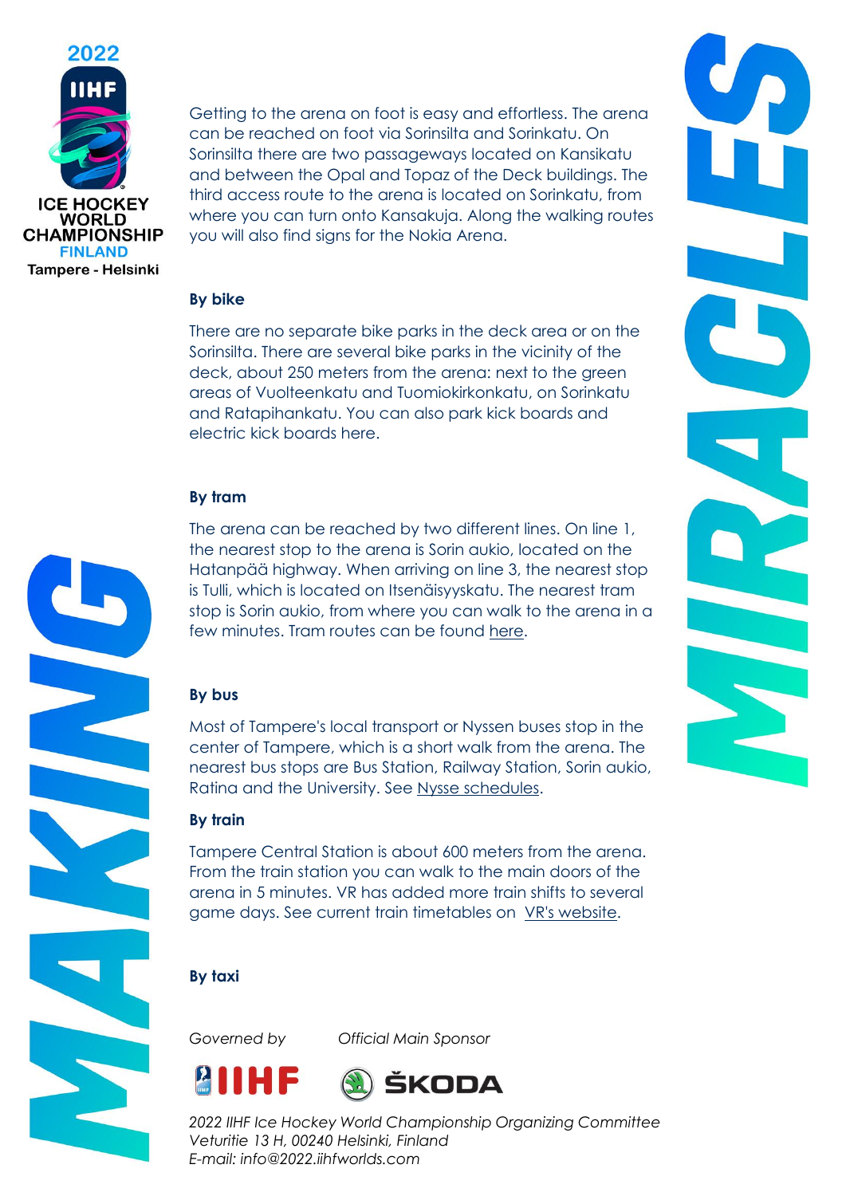Getting to the arena on foot is easy and effortless. The arena can be reached on foot via Sorinsilta and Sorinkatu. On Sorinsilta there are two passageways located on Kansikatu and between the Opal and Topaz of the Deck buildings. The third access route to the arena is located on Sorinkatu, from where you can turn onto Kansakuja. Along the walking routes you will also find signs for the Nokia Arena.

**By bike**

There are no separate bike parks in the deck area or on the Sorinsilta. There are several bike parks in the vicinity of the deck, about 250 meters from the arena: next to the green areas of Vuolteenkatu and Tuomiokirkonkatu, on Sorinkatu and Ratapihankatu. You can also park kick boards and electric kick boards here.

**By tram**

The arena can be reached by two different lines. On line 1, the nearest stop to the arena is Sorin aukio, located on the Hatanpää highway. When arriving on line 3, the nearest stop is Tulli, which is located on Itsenäisyyskatu. The nearest tram stop is Sorin aukio, from where you can walk to the arena in a few minutes. Tram routes can be found here.

**By bus**

Most of Tampere's local transport or Nyssen buses stop in the center of Tampere, which is a short walk from the arena. The nearest bus stops are Bus Station, Railway Station, Sorin aukio, Ratina and the University. See Nysse schedules.

**By train**

Tampere Central Station is about 600 meters from the arena. From the train station you can walk to the main doors of the arena in 5 minutes. VR has added more train shifts to several game days. See current train timetables on VR's website.

**By taxi**

*Governed by* *Official Main Sponsor*

*2022 IIHF Ice Hockey World Championship Organizing Committee*
*Veturitie 13 H, 00240 Helsinki, Finland*
*E-mail: info@2022.iihfworlds.com*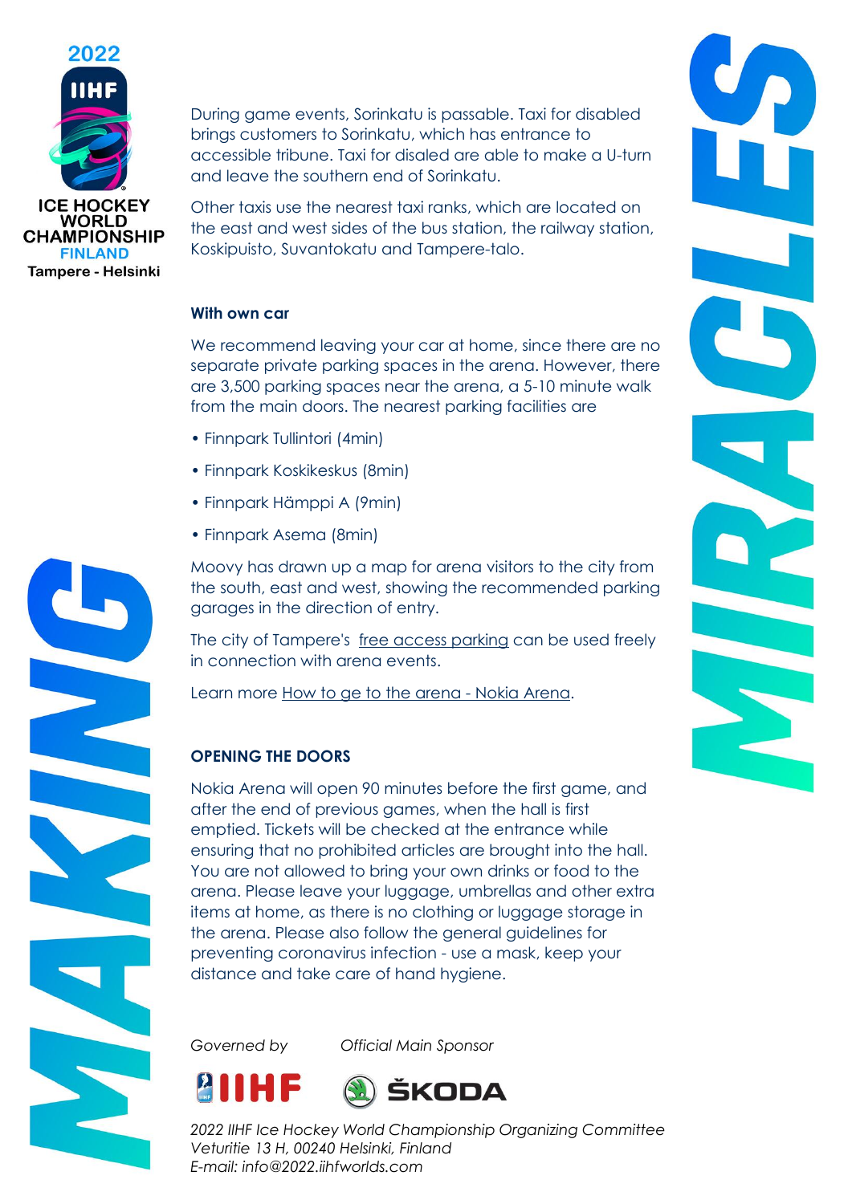During game events, Sorinkatu is passable. Taxi for disabled brings customers to Sorinkatu, which has entrance to accessible tribune. Taxi for disaled are able to make a U-turn and leave the southern end of Sorinkatu.

Other taxis use the nearest taxi ranks, which are located on the east and west sides of the bus station, the railway station, Koskipuisto, Suvantokatu and Tampere-talo.

### With own car

We recommend leaving your car at home, since there are no separate private parking spaces in the arena. However, there are 3,500 parking spaces near the arena, a 5-10 minute walk from the main doors. The nearest parking facilities are

- Finnpark Tullintori (4min)
- Finnpark Koskikeskus (8min)
- Finnpark Hämppi A (9min)
- Finnpark Asema (8min)

Moovy has drawn up a map for arena visitors to the city from the south, east and west, showing the recommended parking garages in the direction of entry.

The city of Tampere's free access parking can be used freely in connection with arena events.

Learn more How to ge to the arena - Nokia Arena.

### OPENING THE DOORS

Nokia Arena will open 90 minutes before the first game, and after the end of previous games, when the hall is first emptied. Tickets will be checked at the entrance while ensuring that no prohibited articles are brought into the hall. You are not allowed to bring your own drinks or food to the arena. Please leave your luggage, umbrellas and other extra items at home, as there is no clothing or luggage storage in the arena. Please also follow the general guidelines for preventing coronavirus infection - use a mask, keep your distance and take care of hand hygiene.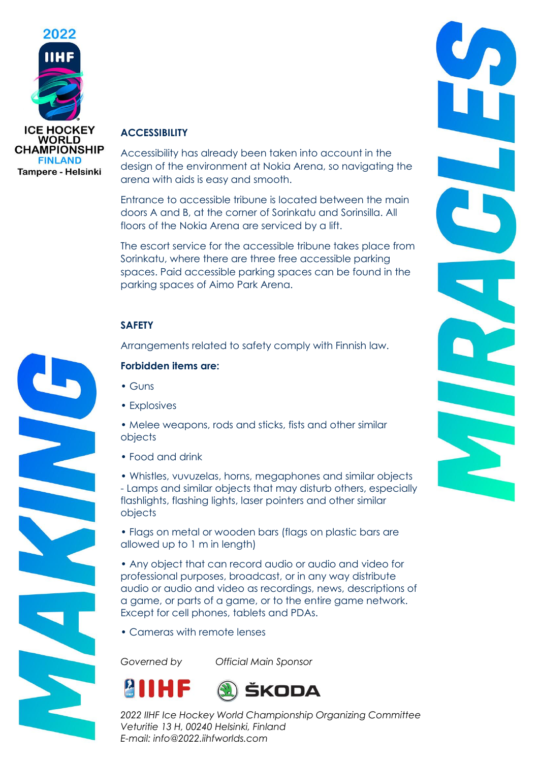## ACCESSIBILITY

Accessibility has already been taken into account in the design of the environment at Nokia Arena, so navigating the arena with aids is easy and smooth.

Entrance to accessible tribune is located between the main doors A and B, at the corner of Sorinkatu and Sorinsilla. All floors of the Nokia Arena are serviced by a lift.

The escort service for the accessible tribune takes place from Sorinkatu, where there are three free accessible parking spaces. Paid accessible parking spaces can be found in the parking spaces of Aimo Park Arena.

## SAFETY

Arrangements related to safety comply with Finnish law.

**Forbidden items are:**

- Guns
- Explosives
- Melee weapons, rods and sticks, fists and other similar objects
- Food and drink
- Whistles, vuvuzelas, horns, megaphones and similar objects
  - Lamps and similar objects that may disturb others, especially flashlights, flashing lights, laser pointers and other similar objects
- Flags on metal or wooden bars (flags on plastic bars are allowed up to 1 m in length)
- Any object that can record audio or audio and video for professional purposes, broadcast, or in any way distribute audio or audio and video as recordings, news, descriptions of a game, or parts of a game, or to the entire game network. Except for cell phones, tablets and PDAs.
- Cameras with remote lenses

*Governed by* *Official Main Sponsor*

IIHF ŠKODA

*2022 IIHF Ice Hockey World Championship Organizing Committee*
*Veturitie 13 H, 00240 Helsinki, Finland*
*E-mail: info@2022.iihfworlds.com*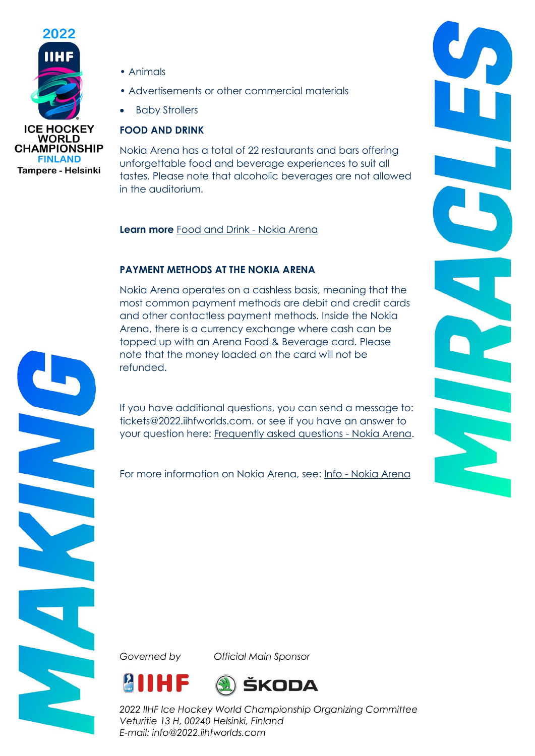- Animals
- Advertisements or other commercial materials
- Baby Strollers

**FOOD AND DRINK**

Nokia Arena has a total of 22 restaurants and bars offering unforgettable food and beverage experiences to suit all tastes. Please note that alcoholic beverages are not allowed in the auditorium.

**Learn more** Food and Drink - Nokia Arena

**PAYMENT METHODS AT THE NOKIA ARENA**

Nokia Arena operates on a cashless basis, meaning that the most common payment methods are debit and credit cards and other contactless payment methods. Inside the Nokia Arena, there is a currency exchange where cash can be topped up with an Arena Food & Beverage card. Please note that the money loaded on the card will not be refunded.

If you have additional questions, you can send a message to: tickets@2022.iihfworlds.com. or see if you have an answer to your question here: Frequently asked questions - Nokia Arena.

For more information on Nokia Arena, see: Info - Nokia Arena

*Governed by* *Official Main Sponsor*

*2022 IIHF Ice Hockey World Championship Organizing Committee*
*Veturitie 13 H, 00240 Helsinki, Finland*
*E-mail: info@2022.iihfworlds.com*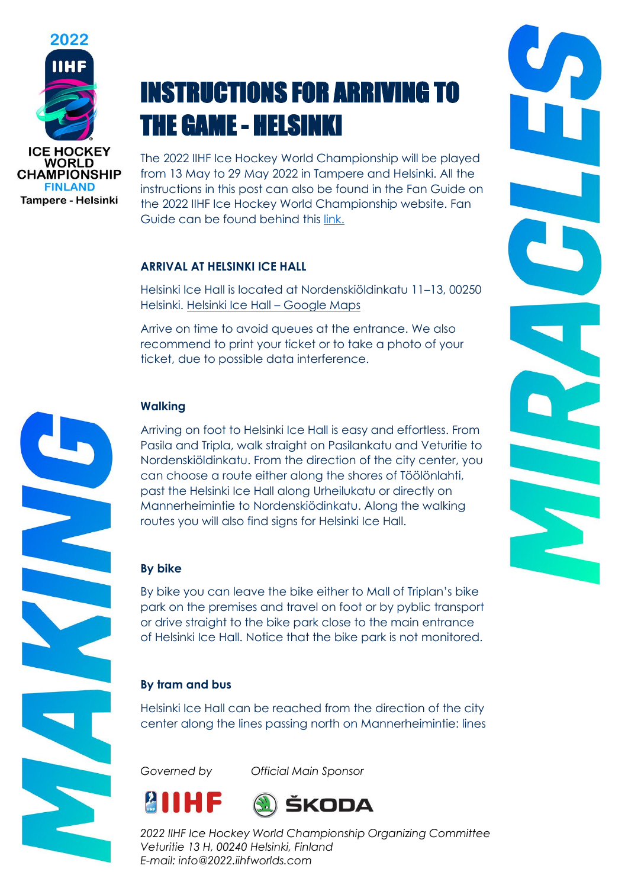# INSTRUCTIONS FOR ARRIVING TO THE GAME - HELSINKI

The 2022 IIHF Ice Hockey World Championship will be played from 13 May to 29 May 2022 in Tampere and Helsinki. All the instructions in this post can also be found in the Fan Guide on the 2022 IIHF Ice Hockey World Championship website. Fan Guide can be found behind this link.

### ARRIVAL AT HELSINKI ICE HALL

Helsinki Ice Hall is located at Nordenskiöldinkatu 11–13, 00250 Helsinki. Helsinki Ice Hall – Google Maps

Arrive on time to avoid queues at the entrance. We also recommend to print your ticket or to take a photo of your ticket, due to possible data interference.

**Walking**

Arriving on foot to Helsinki Ice Hall is easy and effortless. From Pasila and Tripla, walk straight on Pasilankatu and Veturitie to Nordenskiöldinkatu. From the direction of the city center, you can choose a route either along the shores of Töölönlahti, past the Helsinki Ice Hall along Urheilukatu or directly on Mannerheimintie to Nordenskiödinkatu. Along the walking routes you will also find signs for Helsinki Ice Hall.

**By bike**

By bike you can leave the bike either to Mall of Triplan's bike park on the premises and travel on foot or by pyblic transport or drive straight to the bike park close to the main entrance of Helsinki Ice Hall. Notice that the bike park is not monitored.

**By tram and bus**

Helsinki Ice Hall can be reached from the direction of the city center along the lines passing north on Mannerheimintie: lines

*Governed by* *Official Main Sponsor*

IIHF ŠKODA

*2022 IIHF Ice Hockey World Championship Organizing Committee*
*Veturitie 13 H, 00240 Helsinki, Finland*
*E-mail: info@2022.iihfworlds.com*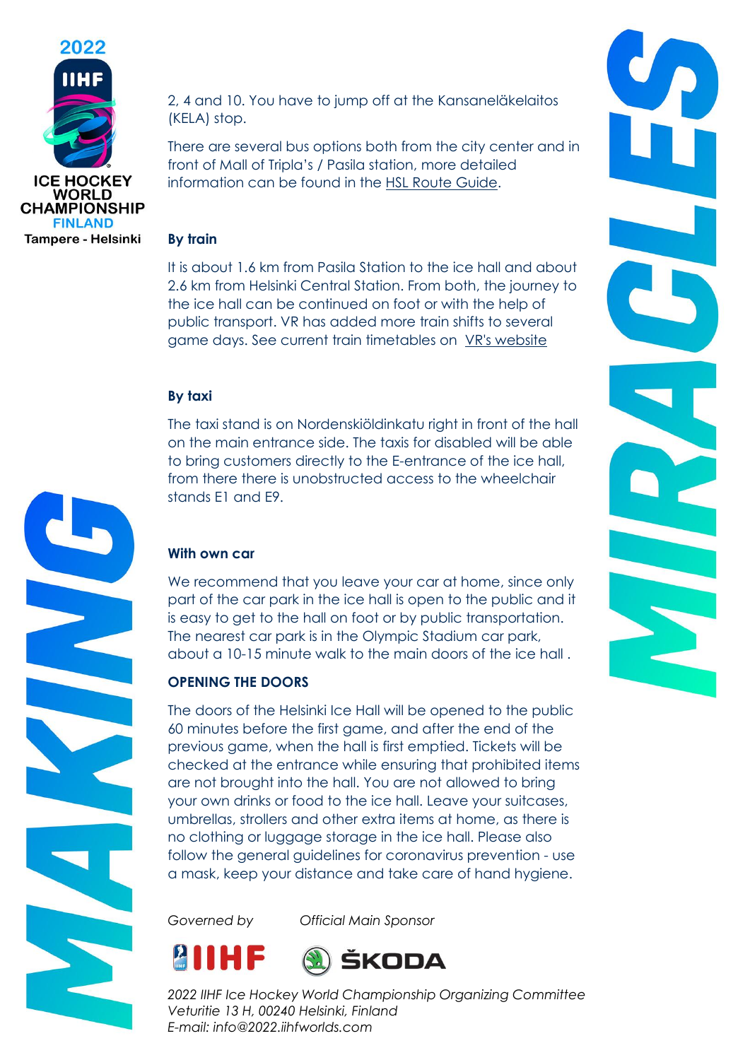2, 4 and 10. You have to jump off at the Kansaneläkelaitos (KELA) stop.

There are several bus options both from the city center and in front of Mall of Tripla's / Pasila station, more detailed information can be found in the HSL Route Guide.

**By train**

It is about 1.6 km from Pasila Station to the ice hall and about 2.6 km from Helsinki Central Station. From both, the journey to the ice hall can be continued on foot or with the help of public transport. VR has added more train shifts to several game days. See current train timetables on VR's website

**By taxi**

The taxi stand is on Nordenskiöldinkatu right in front of the hall on the main entrance side. The taxis for disabled will be able to bring customers directly to the E-entrance of the ice hall, from there there is unobstructed access to the wheelchair stands E1 and E9.

**With own car**

We recommend that you leave your car at home, since only part of the car park in the ice hall is open to the public and it is easy to get to the hall on foot or by public transportation. The nearest car park is in the Olympic Stadium car park, about a 10-15 minute walk to the main doors of the ice hall .

**OPENING THE DOORS**

The doors of the Helsinki Ice Hall will be opened to the public 60 minutes before the first game, and after the end of the previous game, when the hall is first emptied. Tickets will be checked at the entrance while ensuring that prohibited items are not brought into the hall. You are not allowed to bring your own drinks or food to the ice hall. Leave your suitcases, umbrellas, strollers and other extra items at home, as there is no clothing or luggage storage in the ice hall. Please also follow the general guidelines for coronavirus prevention - use a mask, keep your distance and take care of hand hygiene.

*Governed by* IIHF *Official Main Sponsor* ŠKODA

*2022 IIHF Ice Hockey World Championship Organizing Committee*
*Veturitie 13 H, 00240 Helsinki, Finland*
*E-mail: info@2022.iihfworlds.com*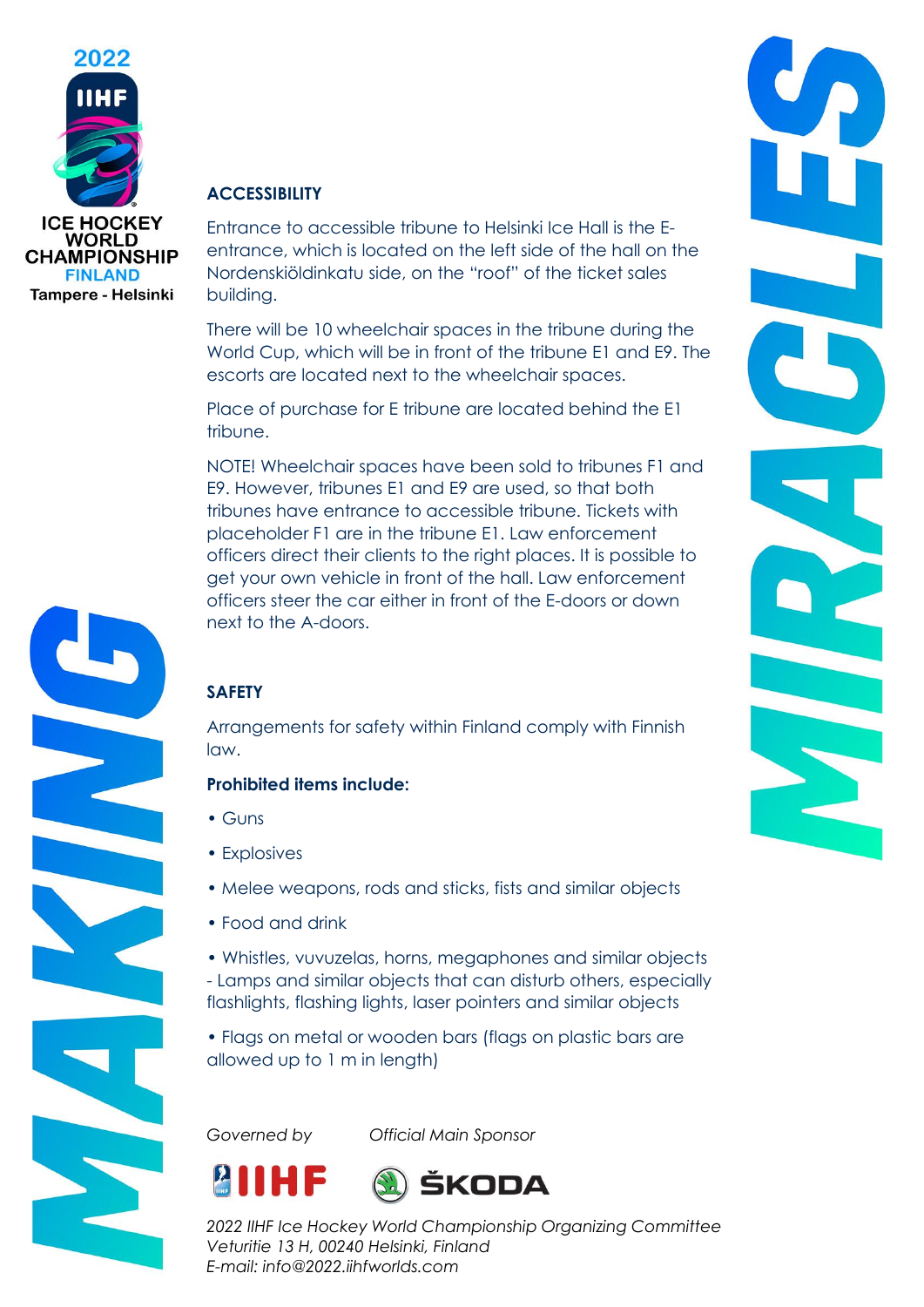## ACCESSIBILITY

Entrance to accessible tribune to Helsinki Ice Hall is the E-entrance, which is located on the left side of the hall on the Nordenskiöldinkatu side, on the "roof" of the ticket sales building.

There will be 10 wheelchair spaces in the tribune during the World Cup, which will be in front of the tribune E1 and E9. The escorts are located next to the wheelchair spaces.

Place of purchase for E tribune are located behind the E1 tribune.

NOTE! Wheelchair spaces have been sold to tribunes F1 and E9. However, tribunes E1 and E9 are used, so that both tribunes have entrance to accessible tribune. Tickets with placeholder F1 are in the tribune E1. Law enforcement officers direct their clients to the right places. It is possible to get your own vehicle in front of the hall. Law enforcement officers steer the car either in front of the E-doors or down next to the A-doors.

## SAFETY

Arrangements for safety within Finland comply with Finnish law.

**Prohibited items include:**

- Guns
- Explosives
- Melee weapons, rods and sticks, fists and similar objects
- Food and drink
- Whistles, vuvuzelas, horns, megaphones and similar objects
  - Lamps and similar objects that can disturb others, especially flashlights, flashing lights, laser pointers and similar objects
- Flags on metal or wooden bars (flags on plastic bars are allowed up to 1 m in length)

*Governed by* IIHF

*Official Main Sponsor* ŠKODA

*2022 IIHF Ice Hockey World Championship Organizing Committee*
*Veturitie 13 H, 00240 Helsinki, Finland*
*E-mail: info@2022.iihfworlds.com*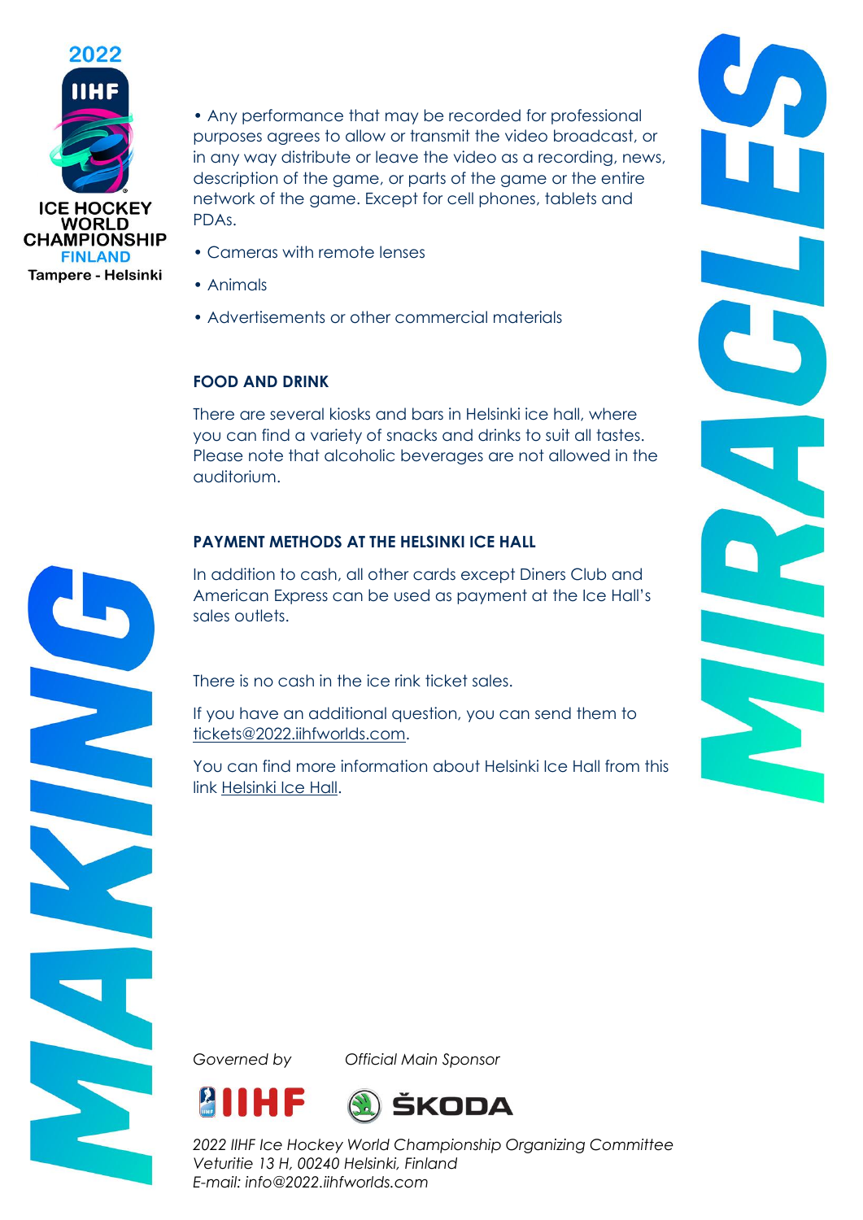- Any performance that may be recorded for professional purposes agrees to allow or transmit the video broadcast, or in any way distribute or leave the video as a recording, news, description of the game, or parts of the game or the entire network of the game. Except for cell phones, tablets and PDAs.
- Cameras with remote lenses
- Animals
- Advertisements or other commercial materials

### FOOD AND DRINK

There are several kiosks and bars in Helsinki ice hall, where you can find a variety of snacks and drinks to suit all tastes. Please note that alcoholic beverages are not allowed in the auditorium.

### PAYMENT METHODS AT THE HELSINKI ICE HALL

In addition to cash, all other cards except Diners Club and American Express can be used as payment at the Ice Hall's sales outlets.

There is no cash in the ice rink ticket sales.

If you have an additional question, you can send them to tickets@2022.iihfworlds.com.

You can find more information about Helsinki Ice Hall from this link Helsinki Ice Hall.

*Governed by* *Official Main Sponsor*

*2022 IIHF Ice Hockey World Championship Organizing Committee*
*Veturitie 13 H, 00240 Helsinki, Finland*
*E-mail: info@2022.iihfworlds.com*